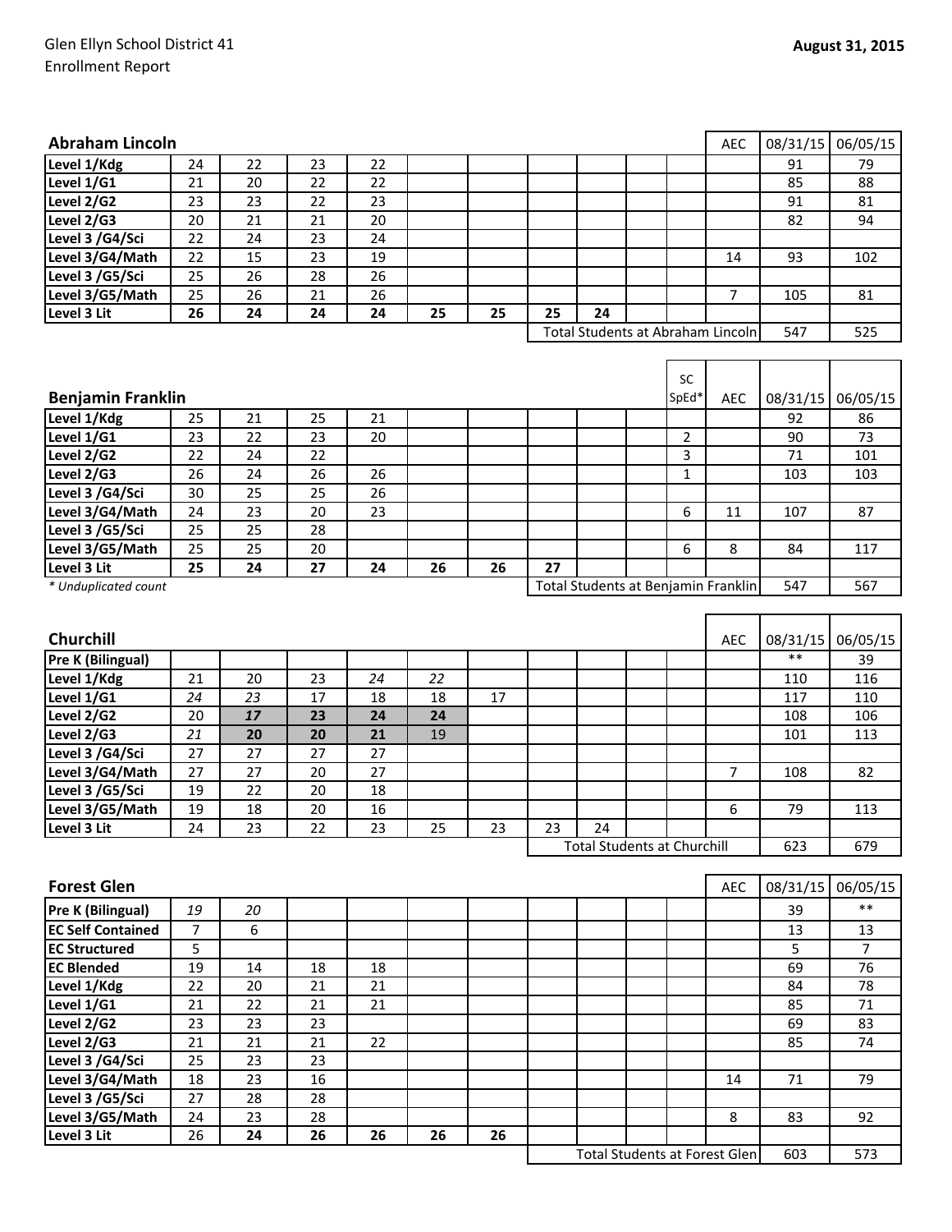Glen Ellyn School District 41
Enrollment Report

**August 31, 2015**

| **Abraham Lincoln** | | | | | | | | | | | AEC | 08/31/15 | 06/05/15 |
|---|---|---|---|---|---|---|---|---|---|---|---|---|---|
| **Level 1/Kdg** | 24 | 22 | 23 | 22 | | | | | | | | 91 | 79 |
| **Level 1/G1** | 21 | 20 | 22 | 22 | | | | | | | | 85 | 88 |
| **Level 2/G2** | 23 | 23 | 22 | 23 | | | | | | | | 91 | 81 |
| **Level 2/G3** | 20 | 21 | 21 | 20 | | | | | | | | 82 | 94 |
| **Level 3 /G4/Sci** | 22 | 24 | 23 | 24 | | | | | | | | | |
| **Level 3/G4/Math** | 22 | 15 | 23 | 19 | | | | | | | 14 | 93 | 102 |
| **Level 3 /G5/Sci** | 25 | 26 | 28 | 26 | | | | | | | | | |
| **Level 3/G5/Math** | 25 | 26 | 21 | 26 | | | | | | | 7 | 105 | 81 |
| **Level 3 Lit** | **26** | **24** | **24** | **24** | **25** | **25** | **25** | **24** | | | | | |
| | | | | | | | Total Students at Abraham Lincoln | | | | | 547 | 525 |

| **Benjamin Franklin** | | | | | | | | | | SC SpEd* | AEC | 08/31/15 | 06/05/15 |
|---|---|---|---|---|---|---|---|---|---|---|---|---|---|
| **Level 1/Kdg** | 25 | 21 | 25 | 21 | | | | | | | | 92 | 86 |
| **Level 1/G1** | 23 | 22 | 23 | 20 | | | | | | 2 | | 90 | 73 |
| **Level 2/G2** | 22 | 24 | 22 | | | | | | | 3 | | 71 | 101 |
| **Level 2/G3** | 26 | 24 | 26 | 26 | | | | | | 1 | | 103 | 103 |
| **Level 3 /G4/Sci** | 30 | 25 | 25 | 26 | | | | | | | | | |
| **Level 3/G4/Math** | 24 | 23 | 20 | 23 | | | | | | 6 | 11 | 107 | 87 |
| **Level 3 /G5/Sci** | 25 | 25 | 28 | | | | | | | | | | |
| **Level 3/G5/Math** | 25 | 25 | 20 | | | | | | | 6 | 8 | 84 | 117 |
| **Level 3 Lit** | **25** | **24** | **27** | **24** | **26** | **26** | **27** | | | | | | |
| *\* Unduplicated count* | | | | | | | Total Students at Benjamin Franklin | | | | | 547 | 567 |

| **Churchill** | | | | | | | | | | | AEC | 08/31/15 | 06/05/15 |
|---|---|---|---|---|---|---|---|---|---|---|---|---|---|
| **Pre K (Bilingual)** | | | | | | | | | | | | ** | 39 |
| **Level 1/Kdg** | 21 | 20 | 23 | *24* | *22* | | | | | | | 110 | 116 |
| **Level 1/G1** | *24* | *23* | 17 | 18 | 18 | 17 | | | | | | 117 | 110 |
| **Level 2/G2** | 20 | ***17*** | **23** | **24** | **24** | | | | | | | 108 | 106 |
| **Level 2/G3** | *21* | **20** | **20** | **21** | 19 | | | | | | | 101 | 113 |
| **Level 3 /G4/Sci** | 27 | 27 | 27 | 27 | | | | | | | | | |
| **Level 3/G4/Math** | 27 | 27 | 20 | 27 | | | | | | | 7 | 108 | 82 |
| **Level 3 /G5/Sci** | 19 | 22 | 20 | 18 | | | | | | | | | |
| **Level 3/G5/Math** | 19 | 18 | 20 | 16 | | | | | | | 6 | 79 | 113 |
| **Level 3 Lit** | 24 | 23 | 22 | 23 | 25 | 23 | 23 | 24 | | | | | |
| | | | | | | | Total Students at Churchill | | | | | 623 | 679 |

| **Forest Glen** | | | | | | | | | | | AEC | 08/31/15 | 06/05/15 |
|---|---|---|---|---|---|---|---|---|---|---|---|---|---|
| **Pre K (Bilingual)** | *19* | *20* | | | | | | | | | | 39 | ** |
| **EC Self Contained** | 7 | 6 | | | | | | | | | | 13 | 13 |
| **EC Structured** | 5 | | | | | | | | | | | 5 | 7 |
| **EC Blended** | 19 | 14 | 18 | 18 | | | | | | | | 69 | 76 |
| **Level 1/Kdg** | 22 | 20 | 21 | 21 | | | | | | | | 84 | 78 |
| **Level 1/G1** | 21 | 22 | 21 | 21 | | | | | | | | 85 | 71 |
| **Level 2/G2** | 23 | 23 | 23 | | | | | | | | | 69 | 83 |
| **Level 2/G3** | 21 | 21 | 21 | 22 | | | | | | | | 85 | 74 |
| **Level 3 /G4/Sci** | 25 | 23 | 23 | | | | | | | | | | |
| **Level 3/G4/Math** | 18 | 23 | 16 | | | | | | | | 14 | 71 | 79 |
| **Level 3 /G5/Sci** | 27 | 28 | 28 | | | | | | | | | | |
| **Level 3/G5/Math** | 24 | 23 | 28 | | | | | | | | 8 | 83 | 92 |
| **Level 3 Lit** | 26 | **24** | **26** | **26** | **26** | **26** | | | | | | | |
| | | | | | | | Total Students at Forest Glen | | | | | 603 | 573 |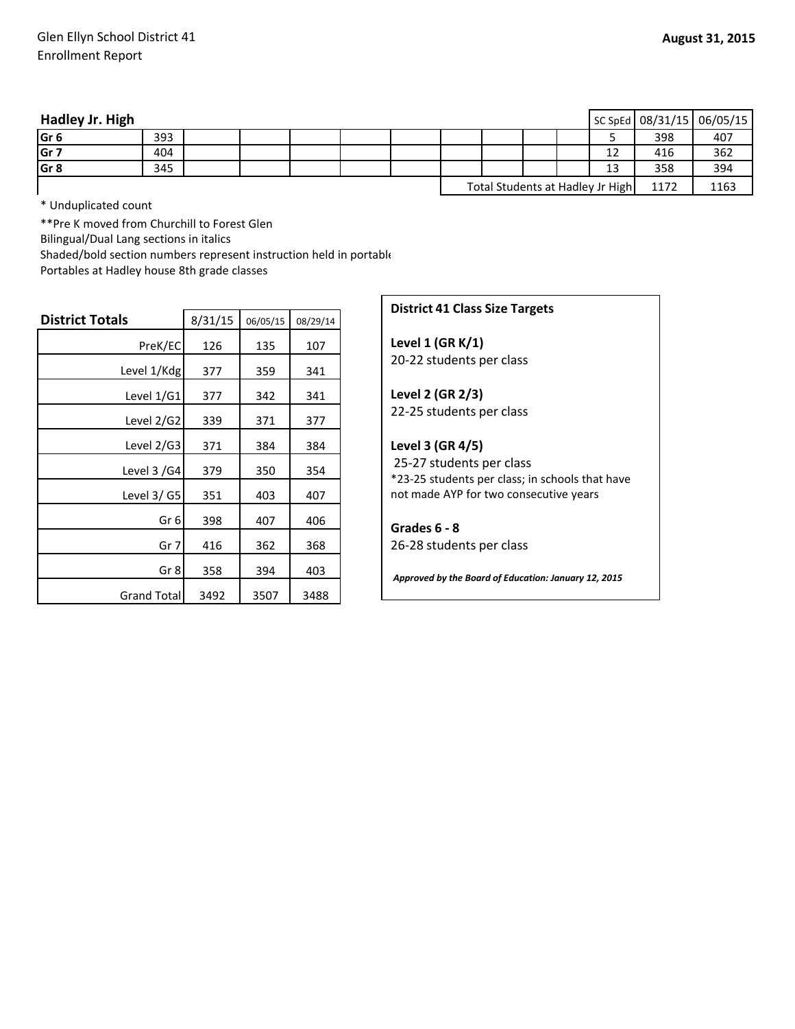Glen Ellyn School District 41
Enrollment Report

**August 31, 2015**

| Hadley Jr. High | | | | | | | | | | | SC SpEd | 08/31/15 | 06/05/15 |
|---|---|---|---|---|---|---|---|---|---|---|---|---|---|
| **Gr 6** | 393 | | | | | | | | | | 5 | 398 | 407 |
| **Gr 7** | 404 | | | | | | | | | | 12 | 416 | 362 |
| **Gr 8** | 345 | | | | | | | | | | 13 | 358 | 394 |
| | | | | | | | | | | | Total Students at Hadley Jr High | 1172 | 1163 |

\* Unduplicated count

\*\*Pre K moved from Churchill to Forest Glen

Bilingual/Dual Lang sections in italics

Shaded/bold section numbers represent instruction held in portable

Portables at Hadley house 8th grade classes

| District Totals | 8/31/15 | 06/05/15 | 08/29/14 |
|---|---|---|---|
| PreK/EC | 126 | 135 | 107 |
| Level 1/Kdg | 377 | 359 | 341 |
| Level 1/G1 | 377 | 342 | 341 |
| Level 2/G2 | 339 | 371 | 377 |
| Level 2/G3 | 371 | 384 | 384 |
| Level 3 /G4 | 379 | 350 | 354 |
| Level 3/ G5 | 351 | 403 | 407 |
| Gr 6 | 398 | 407 | 406 |
| Gr 7 | 416 | 362 | 368 |
| Gr 8 | 358 | 394 | 403 |
| Grand Total | 3492 | 3507 | 3488 |

**District 41 Class Size Targets**

**Level 1 (GR K/1)**
20-22 students per class

**Level 2 (GR 2/3)**
22-25 students per class

**Level 3 (GR 4/5)**
25-27 students per class
*23-25 students per class; in schools that have not made AYP for two consecutive years

**Grades 6 - 8**
26-28 students per class

***Approved by the Board of Education: January 12, 2015***